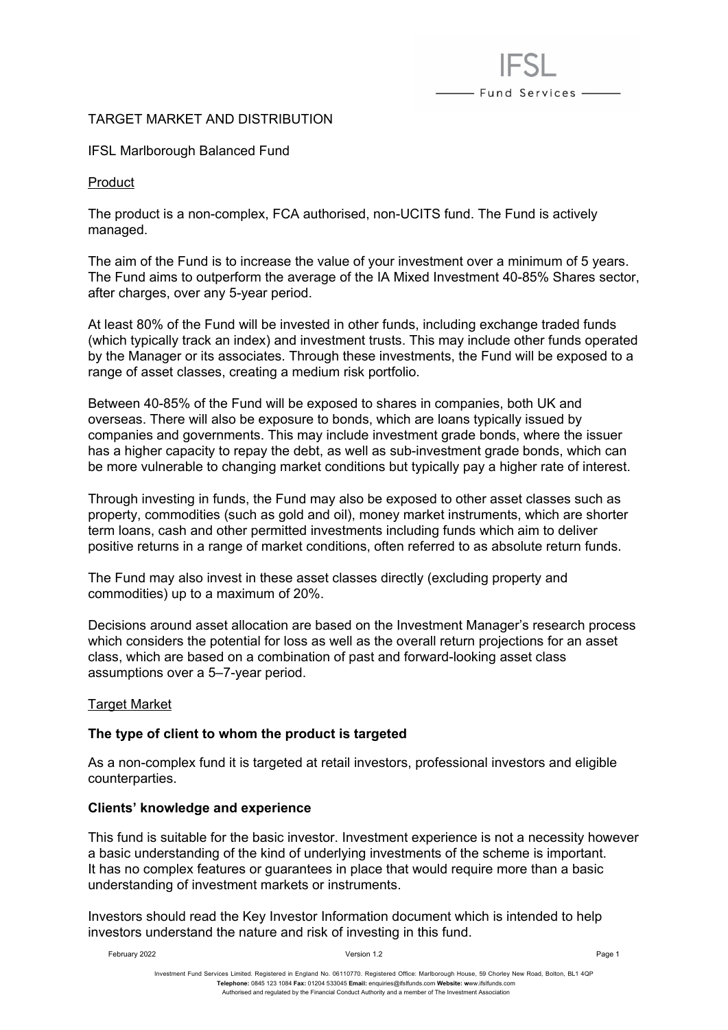TARGET MARKET AND DISTRIBUTION

IFSL Marlborough Balanced Fund

Product

The product is a non-complex, FCA authorised, non-UCITS fund. The Fund is actively managed.

The aim of the Fund is to increase the value of your investment over a minimum of 5 years. The Fund aims to outperform the average of the IA Mixed Investment 40-85% Shares sector, after charges, over any 5-year period.

At least 80% of the Fund will be invested in other funds, including exchange traded funds (which typically track an index) and investment trusts. This may include other funds operated by the Manager or its associates. Through these investments, the Fund will be exposed to a range of asset classes, creating a medium risk portfolio.

Between 40-85% of the Fund will be exposed to shares in companies, both UK and overseas. There will also be exposure to bonds, which are loans typically issued by companies and governments. This may include investment grade bonds, where the issuer has a higher capacity to repay the debt, as well as sub-investment grade bonds, which can be more vulnerable to changing market conditions but typically pay a higher rate of interest.

Through investing in funds, the Fund may also be exposed to other asset classes such as property, commodities (such as gold and oil), money market instruments, which are shorter term loans, cash and other permitted investments including funds which aim to deliver positive returns in a range of market conditions, often referred to as absolute return funds.

The Fund may also invest in these asset classes directly (excluding property and commodities) up to a maximum of 20%.

Decisions around asset allocation are based on the Investment Manager's research process which considers the potential for loss as well as the overall return projections for an asset class, which are based on a combination of past and forward-looking asset class assumptions over a 5–7-year period.

Target Market

**The type of client to whom the product is targeted**

As a non-complex fund it is targeted at retail investors, professional investors and eligible counterparties.

**Clients' knowledge and experience**

This fund is suitable for the basic investor. Investment experience is not a necessity however a basic understanding of the kind of underlying investments of the scheme is important. It has no complex features or guarantees in place that would require more than a basic understanding of investment markets or instruments.

Investors should read the Key Investor Information document which is intended to help investors understand the nature and risk of investing in this fund.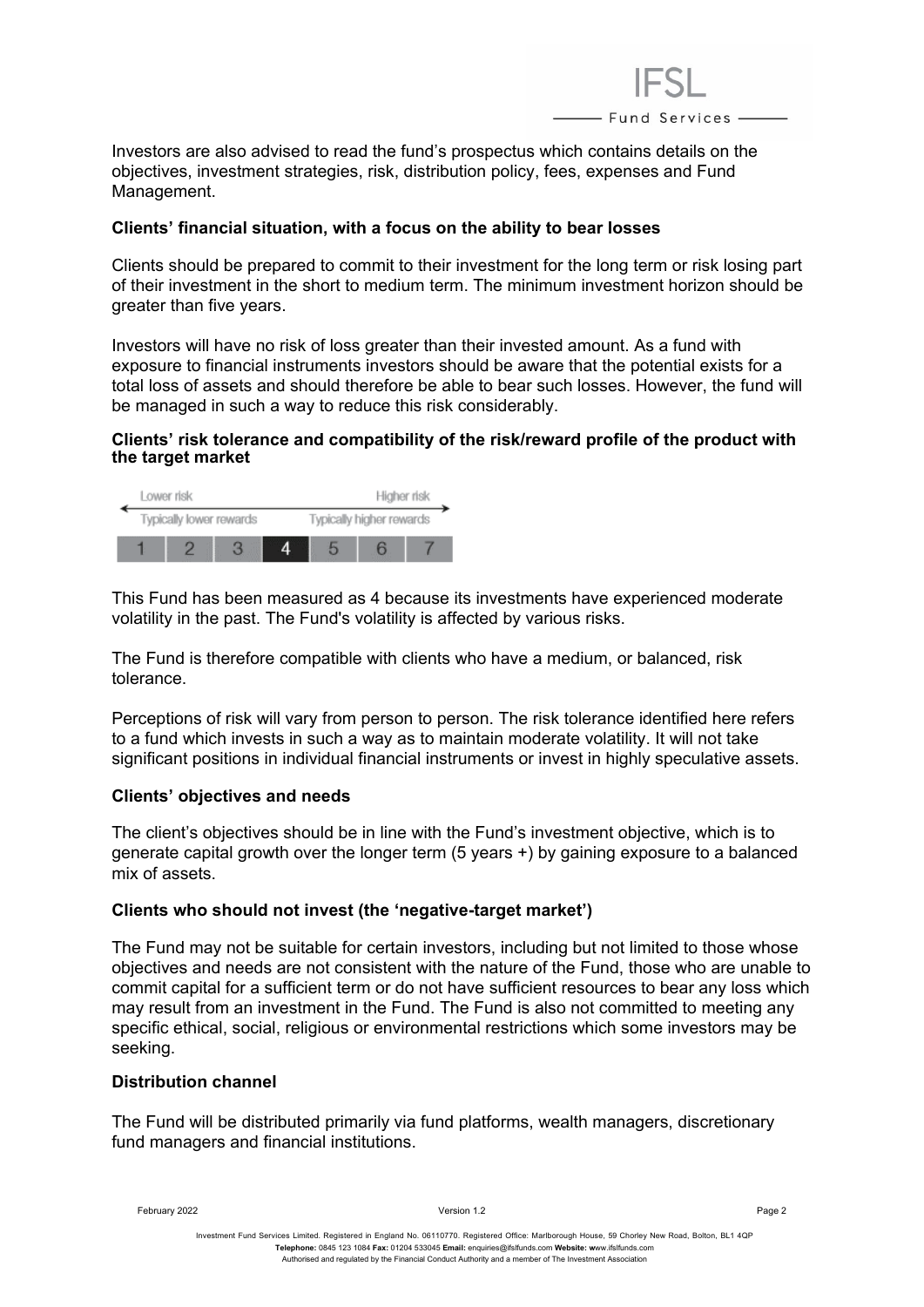Investors are also advised to read the fund's prospectus which contains details on the objectives, investment strategies, risk, distribution policy, fees, expenses and Fund Management.

**Clients' financial situation, with a focus on the ability to bear losses**

Clients should be prepared to commit to their investment for the long term or risk losing part of their investment in the short to medium term. The minimum investment horizon should be greater than five years.

Investors will have no risk of loss greater than their invested amount. As a fund with exposure to financial instruments investors should be aware that the potential exists for a total loss of assets and should therefore be able to bear such losses. However, the fund will be managed in such a way to reduce this risk considerably.

**Clients' risk tolerance and compatibility of the risk/reward profile of the product with the target market**

Lower risk
Higher risk
Typically lower rewards
Typically higher rewards
1 2 3 4 5 6 7

This Fund has been measured as 4 because its investments have experienced moderate volatility in the past. The Fund's volatility is affected by various risks.

The Fund is therefore compatible with clients who have a medium, or balanced, risk tolerance.

Perceptions of risk will vary from person to person. The risk tolerance identified here refers to a fund which invests in such a way as to maintain moderate volatility. It will not take significant positions in individual financial instruments or invest in highly speculative assets.

**Clients' objectives and needs**

The client's objectives should be in line with the Fund's investment objective, which is to generate capital growth over the longer term (5 years +) by gaining exposure to a balanced mix of assets.

**Clients who should not invest (the 'negative-target market')**

The Fund may not be suitable for certain investors, including but not limited to those whose objectives and needs are not consistent with the nature of the Fund, those who are unable to commit capital for a sufficient term or do not have sufficient resources to bear any loss which may result from an investment in the Fund. The Fund is also not committed to meeting any specific ethical, social, religious or environmental restrictions which some investors may be seeking.

**Distribution channel**

The Fund will be distributed primarily via fund platforms, wealth managers, discretionary fund managers and financial institutions.